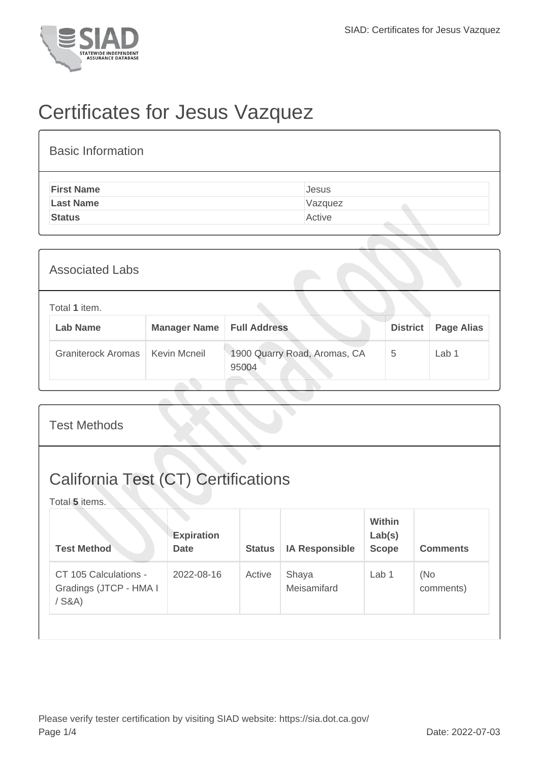# Certificates for Jesus Vazquez

## Basic Information

| | |
|---|---|
| **First Name** | Jesus |
| **Last Name** | Vazquez |
| **Status** | Active |

## Associated Labs

Total **1** item.

| Lab Name | Manager Name | Full Address | District | Page Alias |
|---|---|---|---|---|
| Graniterock Aromas | Kevin Mcneil | 1900 Quarry Road, Aromas, CA 95004 | 5 | Lab 1 |

## Test Methods

## California Test (CT) Certifications

Total **5** items.

| Test Method | Expiration Date | Status | IA Responsible | Within Lab(s) Scope | Comments |
|---|---|---|---|---|---|
| CT 105 Calculations - Gradings (JTCP - HMA I / S&A) | 2022-08-16 | Active | Shaya Meisamifard | Lab 1 | (No comments) |

Please verify tester certification by visiting SIAD website: https://sia.dot.ca.gov/

Date: 2022-07-03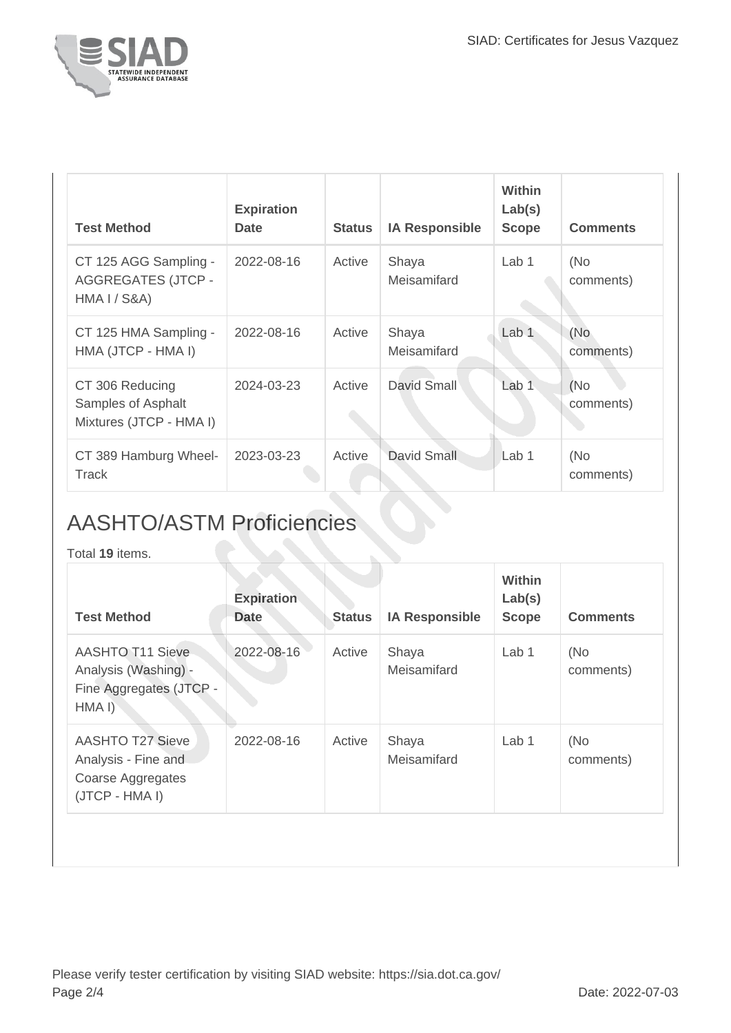| Test Method | Expiration Date | Status | IA Responsible | Within Lab(s) Scope | Comments |
| --- | --- | --- | --- | --- | --- |
| CT 125 AGG Sampling - AGGREGATES (JTCP - HMA I / S&A) | 2022-08-16 | Active | Shaya Meisamifard | Lab 1 | (No comments) |
| CT 125 HMA Sampling - HMA (JTCP - HMA I) | 2022-08-16 | Active | Shaya Meisamifard | Lab 1 | (No comments) |
| CT 306 Reducing Samples of Asphalt Mixtures (JTCP - HMA I) | 2024-03-23 | Active | David Small | Lab 1 | (No comments) |
| CT 389 Hamburg Wheel-Track | 2023-03-23 | Active | David Small | Lab 1 | (No comments) |

## AASHTO/ASTM Proficiencies

Total **19** items.

| Test Method | Expiration Date | Status | IA Responsible | Within Lab(s) Scope | Comments |
| --- | --- | --- | --- | --- | --- |
| AASHTO T11 Sieve Analysis (Washing) - Fine Aggregates (JTCP - HMA I) | 2022-08-16 | Active | Shaya Meisamifard | Lab 1 | (No comments) |
| AASHTO T27 Sieve Analysis - Fine and Coarse Aggregates (JTCP - HMA I) | 2022-08-16 | Active | Shaya Meisamifard | Lab 1 | (No comments) |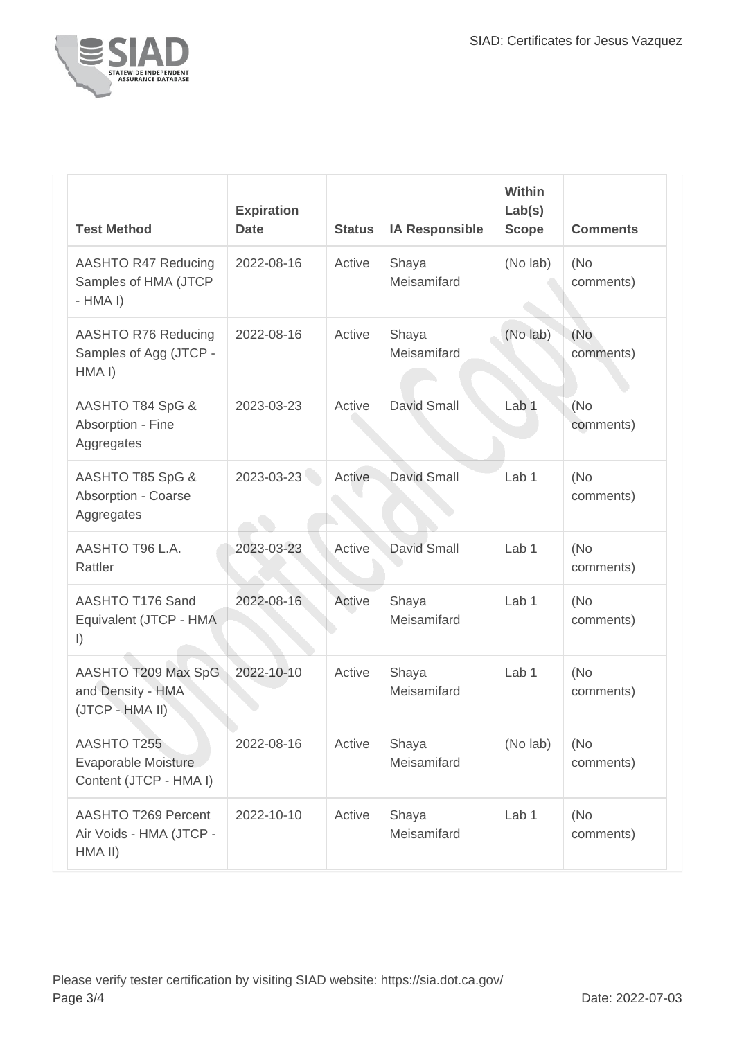| Test Method | Expiration Date | Status | IA Responsible | Within Lab(s) Scope | Comments |
| --- | --- | --- | --- | --- | --- |
| AASHTO R47 Reducing Samples of HMA (JTCP - HMA I) | 2022-08-16 | Active | Shaya Meisamifard | (No lab) | (No comments) |
| AASHTO R76 Reducing Samples of Agg (JTCP - HMA I) | 2022-08-16 | Active | Shaya Meisamifard | (No lab) | (No comments) |
| AASHTO T84 SpG & Absorption - Fine Aggregates | 2023-03-23 | Active | David Small | Lab 1 | (No comments) |
| AASHTO T85 SpG & Absorption - Coarse Aggregates | 2023-03-23 | Active | David Small | Lab 1 | (No comments) |
| AASHTO T96 L.A. Rattler | 2023-03-23 | Active | David Small | Lab 1 | (No comments) |
| AASHTO T176 Sand Equivalent (JTCP - HMA I) | 2022-08-16 | Active | Shaya Meisamifard | Lab 1 | (No comments) |
| AASHTO T209 Max SpG and Density - HMA (JTCP - HMA II) | 2022-10-10 | Active | Shaya Meisamifard | Lab 1 | (No comments) |
| AASHTO T255 Evaporable Moisture Content (JTCP - HMA I) | 2022-08-16 | Active | Shaya Meisamifard | (No lab) | (No comments) |
| AASHTO T269 Percent Air Voids - HMA (JTCP - HMA II) | 2022-10-10 | Active | Shaya Meisamifard | Lab 1 | (No comments) |

Please verify tester certification by visiting SIAD website: https://sia.dot.ca.gov/

Date: 2022-07-03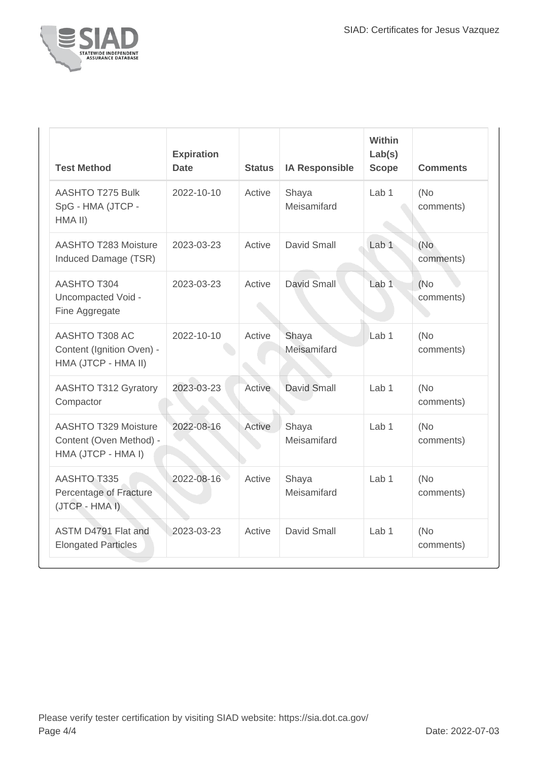| Test Method | Expiration Date | Status | IA Responsible | Within Lab(s) Scope | Comments |
|---|---|---|---|---|---|
| AASHTO T275 Bulk SpG - HMA (JTCP - HMA II) | 2022-10-10 | Active | Shaya Meisamifard | Lab 1 | (No comments) |
| AASHTO T283 Moisture Induced Damage (TSR) | 2023-03-23 | Active | David Small | Lab 1 | (No comments) |
| AASHTO T304 Uncompacted Void - Fine Aggregate | 2023-03-23 | Active | David Small | Lab 1 | (No comments) |
| AASHTO T308 AC Content (Ignition Oven) - HMA (JTCP - HMA II) | 2022-10-10 | Active | Shaya Meisamifard | Lab 1 | (No comments) |
| AASHTO T312 Gyratory Compactor | 2023-03-23 | Active | David Small | Lab 1 | (No comments) |
| AASHTO T329 Moisture Content (Oven Method) - HMA (JTCP - HMA I) | 2022-08-16 | Active | Shaya Meisamifard | Lab 1 | (No comments) |
| AASHTO T335 Percentage of Fracture (JTCP - HMA I) | 2022-08-16 | Active | Shaya Meisamifard | Lab 1 | (No comments) |
| ASTM D4791 Flat and Elongated Particles | 2023-03-23 | Active | David Small | Lab 1 | (No comments) |

Please verify tester certification by visiting SIAD website: https://sia.dot.ca.gov/

Date: 2022-07-03